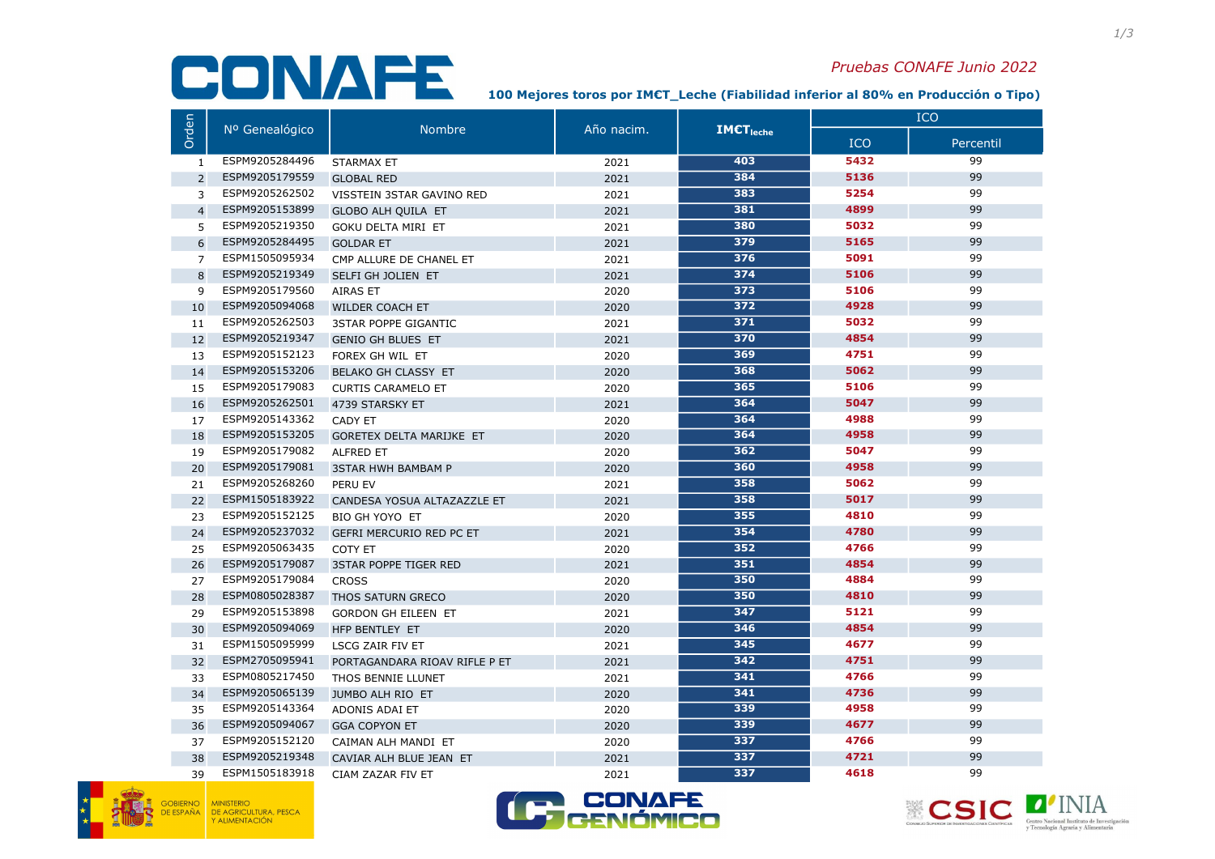CONAFE

*Pruebas CONAFE Junio 2022*

**100 Mejores toros por IM€T_Leche (Fiabilidad inferior al 80% en Producción o Tipo)**

| Orden | Nº Genealógico | Nombre | Año nacim. | $IM€T_{leche}$ | ICO | |
|---|---|---|---|---|---|---|
| | | | | | ICO | Percentil |
| 1 | ESPM9205284496 | STARMAX ET | 2021 | 403 | 5432 | 99 |
| 2 | ESPM9205179559 | GLOBAL RED | 2021 | 384 | 5136 | 99 |
| 3 | ESPM9205262502 | VISSTEIN 3STAR GAVINO RED | 2021 | 383 | 5254 | 99 |
| 4 | ESPM9205153899 | GLOBO ALH QUILA ET | 2021 | 381 | 4899 | 99 |
| 5 | ESPM9205219350 | GOKU DELTA MIRI ET | 2021 | 380 | 5032 | 99 |
| 6 | ESPM9205284495 | GOLDAR ET | 2021 | 379 | 5165 | 99 |
| 7 | ESPM1505095934 | CMP ALLURE DE CHANEL ET | 2021 | 376 | 5091 | 99 |
| 8 | ESPM9205219349 | SELFI GH JOLIEN ET | 2021 | 374 | 5106 | 99 |
| 9 | ESPM9205179560 | AIRAS ET | 2020 | 373 | 5106 | 99 |
| 10 | ESPM9205094068 | WILDER COACH ET | 2020 | 372 | 4928 | 99 |
| 11 | ESPM9205262503 | 3STAR POPPE GIGANTIC | 2021 | 371 | 5032 | 99 |
| 12 | ESPM9205219347 | GENIO GH BLUES ET | 2021 | 370 | 4854 | 99 |
| 13 | ESPM9205152123 | FOREX GH WIL ET | 2020 | 369 | 4751 | 99 |
| 14 | ESPM9205153206 | BELAKO GH CLASSY ET | 2020 | 368 | 5062 | 99 |
| 15 | ESPM9205179083 | CURTIS CARAMELO ET | 2020 | 365 | 5106 | 99 |
| 16 | ESPM9205262501 | 4739 STARSKY ET | 2021 | 364 | 5047 | 99 |
| 17 | ESPM9205143362 | CADY ET | 2020 | 364 | 4988 | 99 |
| 18 | ESPM9205153205 | GORETEX DELTA MARIJKE ET | 2020 | 364 | 4958 | 99 |
| 19 | ESPM9205179082 | ALFRED ET | 2020 | 362 | 5047 | 99 |
| 20 | ESPM9205179081 | 3STAR HWH BAMBAM P | 2020 | 360 | 4958 | 99 |
| 21 | ESPM9205268260 | PERU EV | 2021 | 358 | 5062 | 99 |
| 22 | ESPM1505183922 | CANDESA YOSUA ALTAZAZZLE ET | 2021 | 358 | 5017 | 99 |
| 23 | ESPM9205152125 | BIO GH YOYO ET | 2020 | 355 | 4810 | 99 |
| 24 | ESPM9205237032 | GEFRI MERCURIO RED PC ET | 2021 | 354 | 4780 | 99 |
| 25 | ESPM9205063435 | COTY ET | 2020 | 352 | 4766 | 99 |
| 26 | ESPM9205179087 | 3STAR POPPE TIGER RED | 2021 | 351 | 4854 | 99 |
| 27 | ESPM9205179084 | CROSS | 2020 | 350 | 4884 | 99 |
| 28 | ESPM0805028387 | THOS SATURN GRECO | 2020 | 350 | 4810 | 99 |
| 29 | ESPM9205153898 | GORDON GH EILEEN ET | 2021 | 347 | 5121 | 99 |
| 30 | ESPM9205094069 | HFP BENTLEY ET | 2020 | 346 | 4854 | 99 |
| 31 | ESPM1505095999 | LSCG ZAIR FIV ET | 2021 | 345 | 4677 | 99 |
| 32 | ESPM2705095941 | PORTAGANDARA RIOAV RIFLE P ET | 2021 | 342 | 4751 | 99 |
| 33 | ESPM0805217450 | THOS BENNIE LLUNET | 2021 | 341 | 4766 | 99 |
| 34 | ESPM9205065139 | JUMBO ALH RIO ET | 2020 | 341 | 4736 | 99 |
| 35 | ESPM9205143364 | ADONIS ADAI ET | 2020 | 339 | 4958 | 99 |
| 36 | ESPM9205094067 | GGA COPYON ET | 2020 | 339 | 4677 | 99 |
| 37 | ESPM9205152120 | CAIMAN ALH MANDI ET | 2020 | 337 | 4766 | 99 |
| 38 | ESPM9205219348 | CAVIAR ALH BLUE JEAN ET | 2021 | 337 | 4721 | 99 |
| 39 | ESPM1505183918 | CIAM ZAZAR FIV ET | 2021 | 337 | 4618 | 99 |

GOBIERNO DE ESPAÑA — MINISTERIO DE AGRICULTURA, PESCA Y ALIMENTACIÓN

CONAFE GENÓMICO

CSIC — INIA Centro Nacional Instituto de Investigación y Tecnología Agraria y Alimentaria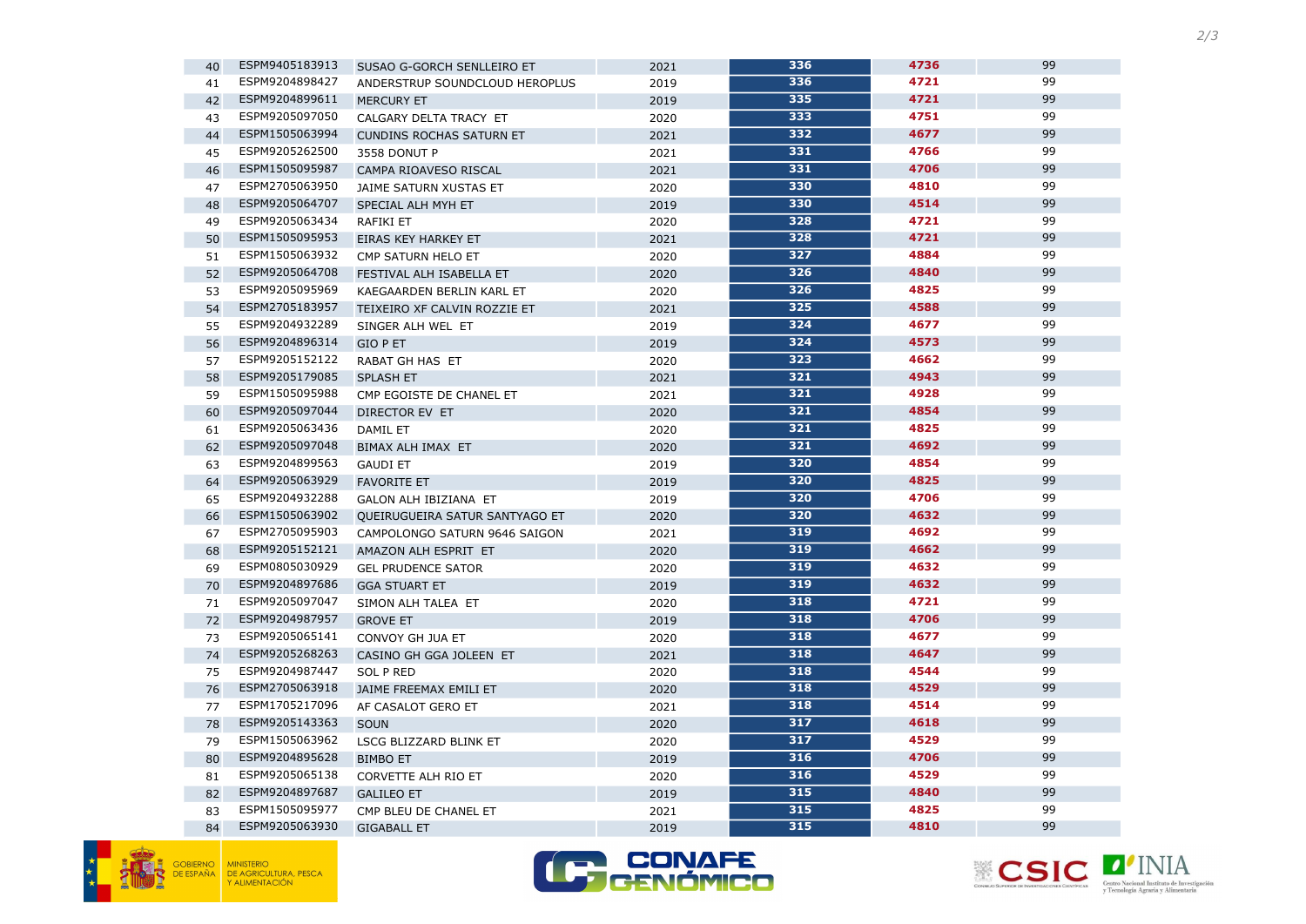| | | | | | | |
|---|---|---|---|---|---|---|
| 40 | ESPM9405183913 | SUSAO G-GORCH SENLLEIRO ET | 2021 | 336 | 4736 | 99 |
| 41 | ESPM9204898427 | ANDERSTRUP SOUNDCLOUD HEROPLUS | 2019 | 336 | 4721 | 99 |
| 42 | ESPM9204899611 | MERCURY ET | 2019 | 335 | 4721 | 99 |
| 43 | ESPM9205097050 | CALGARY DELTA TRACY ET | 2020 | 333 | 4751 | 99 |
| 44 | ESPM1505063994 | CUNDINS ROCHAS SATURN ET | 2021 | 332 | 4677 | 99 |
| 45 | ESPM9205262500 | 3558 DONUT P | 2021 | 331 | 4766 | 99 |
| 46 | ESPM1505095987 | CAMPA RIOAVESO RISCAL | 2021 | 331 | 4706 | 99 |
| 47 | ESPM2705063950 | JAIME SATURN XUSTAS ET | 2020 | 330 | 4810 | 99 |
| 48 | ESPM9205064707 | SPECIAL ALH MYH ET | 2019 | 330 | 4514 | 99 |
| 49 | ESPM9205063434 | RAFIKI ET | 2020 | 328 | 4721 | 99 |
| 50 | ESPM1505095953 | EIRAS KEY HARKEY ET | 2021 | 328 | 4721 | 99 |
| 51 | ESPM1505063932 | CMP SATURN HELO ET | 2020 | 327 | 4884 | 99 |
| 52 | ESPM9205064708 | FESTIVAL ALH ISABELLA ET | 2020 | 326 | 4840 | 99 |
| 53 | ESPM9205095969 | KAEGAARDEN BERLIN KARL ET | 2020 | 326 | 4825 | 99 |
| 54 | ESPM2705183957 | TEIXEIRO XF CALVIN ROZZIE ET | 2021 | 325 | 4588 | 99 |
| 55 | ESPM9204932289 | SINGER ALH WEL ET | 2019 | 324 | 4677 | 99 |
| 56 | ESPM9204896314 | GIO P ET | 2019 | 324 | 4573 | 99 |
| 57 | ESPM9205152122 | RABAT GH HAS ET | 2020 | 323 | 4662 | 99 |
| 58 | ESPM9205179085 | SPLASH ET | 2021 | 321 | 4943 | 99 |
| 59 | ESPM1505095988 | CMP EGOISTE DE CHANEL ET | 2021 | 321 | 4928 | 99 |
| 60 | ESPM9205097044 | DIRECTOR EV ET | 2020 | 321 | 4854 | 99 |
| 61 | ESPM9205063436 | DAMIL ET | 2020 | 321 | 4825 | 99 |
| 62 | ESPM9205097048 | BIMAX ALH IMAX ET | 2020 | 321 | 4692 | 99 |
| 63 | ESPM9204899563 | GAUDI ET | 2019 | 320 | 4854 | 99 |
| 64 | ESPM9205063929 | FAVORITE ET | 2019 | 320 | 4825 | 99 |
| 65 | ESPM9204932288 | GALON ALH IBIZIANA ET | 2019 | 320 | 4706 | 99 |
| 66 | ESPM1505063902 | QUEIRUGUEIRA SATUR SANTYAGO ET | 2020 | 320 | 4632 | 99 |
| 67 | ESPM2705095903 | CAMPOLONGO SATURN 9646 SAIGON | 2021 | 319 | 4692 | 99 |
| 68 | ESPM9205152121 | AMAZON ALH ESPRIT ET | 2020 | 319 | 4662 | 99 |
| 69 | ESPM0805030929 | GEL PRUDENCE SATOR | 2020 | 319 | 4632 | 99 |
| 70 | ESPM9204897686 | GGA STUART ET | 2019 | 319 | 4632 | 99 |
| 71 | ESPM9205097047 | SIMON ALH TALEA ET | 2020 | 318 | 4721 | 99 |
| 72 | ESPM9204987957 | GROVE ET | 2019 | 318 | 4706 | 99 |
| 73 | ESPM9205065141 | CONVOY GH JUA ET | 2020 | 318 | 4677 | 99 |
| 74 | ESPM9205268263 | CASINO GH GGA JOLEEN ET | 2021 | 318 | 4647 | 99 |
| 75 | ESPM9204987447 | SOL P RED | 2020 | 318 | 4544 | 99 |
| 76 | ESPM2705063918 | JAIME FREEMAX EMILI ET | 2020 | 318 | 4529 | 99 |
| 77 | ESPM1705217096 | AF CASALOT GERO ET | 2021 | 318 | 4514 | 99 |
| 78 | ESPM9205143363 | SOUN | 2020 | 317 | 4618 | 99 |
| 79 | ESPM1505063962 | LSCG BLIZZARD BLINK ET | 2020 | 317 | 4529 | 99 |
| 80 | ESPM9204895628 | BIMBO ET | 2019 | 316 | 4706 | 99 |
| 81 | ESPM9205065138 | CORVETTE ALH RIO ET | 2020 | 316 | 4529 | 99 |
| 82 | ESPM9204897687 | GALILEO ET | 2019 | 315 | 4840 | 99 |
| 83 | ESPM1505095977 | CMP BLEU DE CHANEL ET | 2021 | 315 | 4825 | 99 |
| 84 | ESPM9205063930 | GIGABALL ET | 2019 | 315 | 4810 | 99 |

GOBIERNO DE ESPAÑA | MINISTERIO DE AGRICULTURA, PESCA Y ALIMENTACIÓN

CONAFE GENÓMICO

CSIC — Consejo Superior de Investigaciones Científicas

INIA — Centro Nacional Instituto de Investigación y Tecnología Agraria y Alimentaria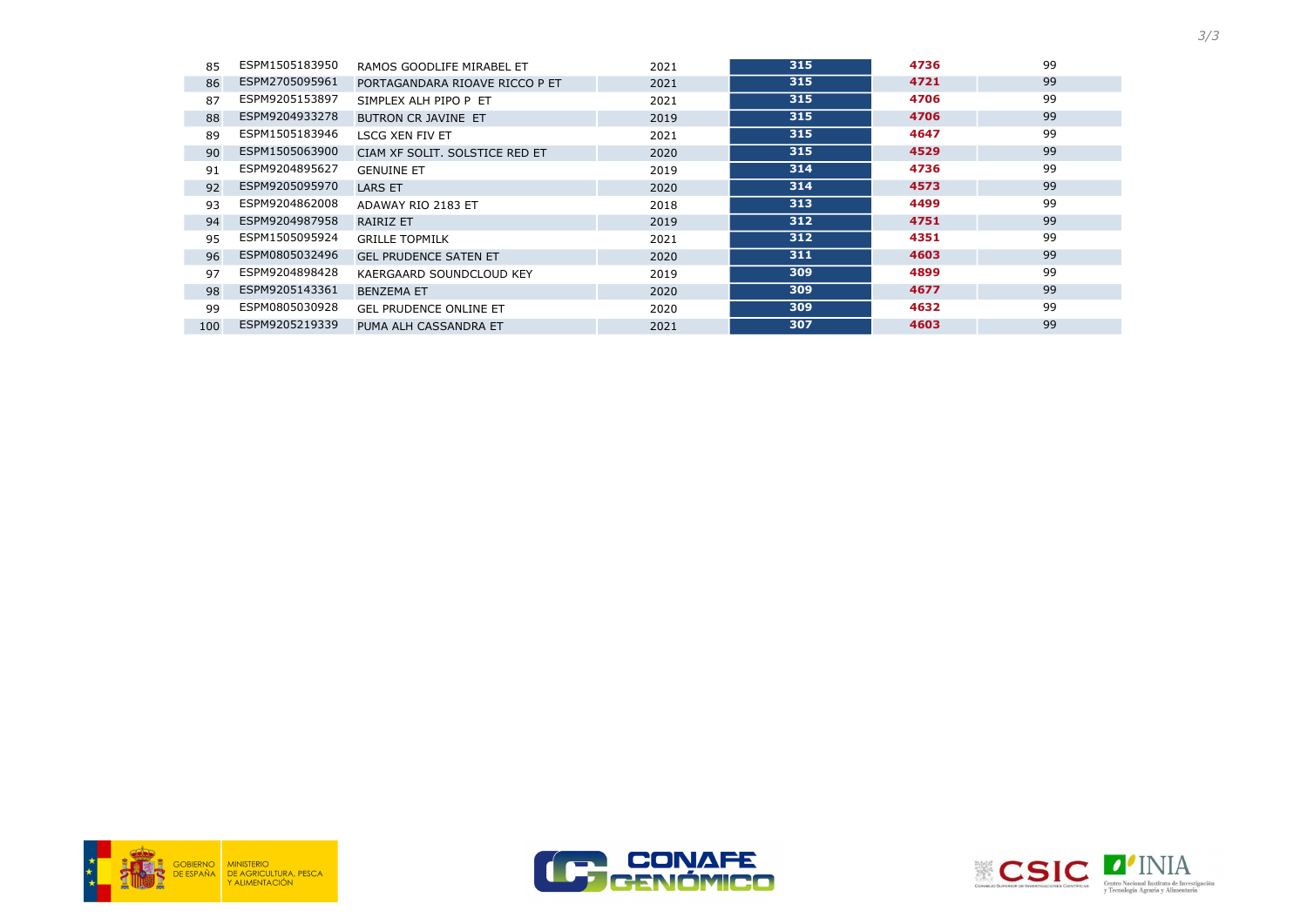| | | | | | | |
|---|---|---|---|---|---|---|
| 85 | ESPM1505183950 | RAMOS GOODLIFE MIRABEL ET | 2021 | **315** | **4736** | 99 |
| 86 | ESPM2705095961 | PORTAGANDARA RIOAVE RICCO P ET | 2021 | **315** | **4721** | 99 |
| 87 | ESPM9205153897 | SIMPLEX ALH PIPO P ET | 2021 | **315** | **4706** | 99 |
| 88 | ESPM9204933278 | BUTRON CR JAVINE ET | 2019 | **315** | **4706** | 99 |
| 89 | ESPM1505183946 | LSCG XEN FIV ET | 2021 | **315** | **4647** | 99 |
| 90 | ESPM1505063900 | CIAM XF SOLIT. SOLSTICE RED ET | 2020 | **315** | **4529** | 99 |
| 91 | ESPM9204895627 | GENUINE ET | 2019 | **314** | **4736** | 99 |
| 92 | ESPM9205095970 | LARS ET | 2020 | **314** | **4573** | 99 |
| 93 | ESPM9204862008 | ADAWAY RIO 2183 ET | 2018 | **313** | **4499** | 99 |
| 94 | ESPM9204987958 | RAIRIZ ET | 2019 | **312** | **4751** | 99 |
| 95 | ESPM1505095924 | GRILLE TOPMILK | 2021 | **312** | **4351** | 99 |
| 96 | ESPM0805032496 | GEL PRUDENCE SATEN ET | 2020 | **311** | **4603** | 99 |
| 97 | ESPM9204898428 | KAERGAARD SOUNDCLOUD KEY | 2019 | **309** | **4899** | 99 |
| 98 | ESPM9205143361 | BENZEMA ET | 2020 | **309** | **4677** | 99 |
| 99 | ESPM0805030928 | GEL PRUDENCE ONLINE ET | 2020 | **309** | **4632** | 99 |
| 100 | ESPM9205219339 | PUMA ALH CASSANDRA ET | 2021 | **307** | **4603** | 99 |

GOBIERNO DE ESPAÑA MINISTERIO DE AGRICULTURA, PESCA Y ALIMENTACIÓN

CONAFE GENÓMICO

CSIC Consejo Superior de Investigaciones Científicas

INIA Centro Nacional Instituto de Investigación y Tecnología Agraria y Alimentaria